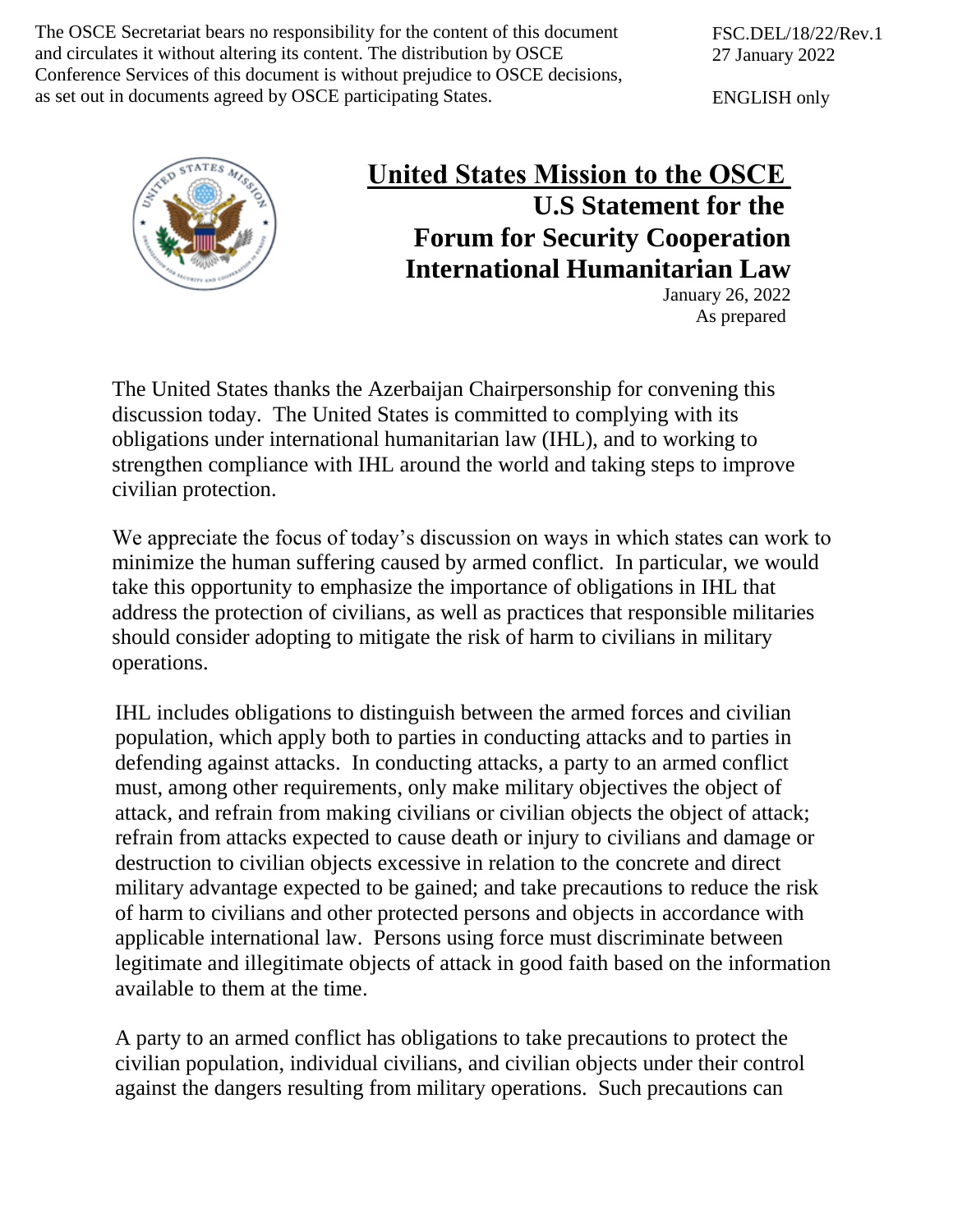The OSCE Secretariat bears no responsibility for the content of this document and circulates it without altering its content. The distribution by OSCE Conference Services of this document is without prejudice to OSCE decisions, as set out in documents agreed by OSCE participating States.

FSC.DEL/18/22/Rev.1
27 January 2022

ENGLISH only

# United States Mission to the OSCE

## U.S Statement for the Forum for Security Cooperation International Humanitarian Law

January 26, 2022
As prepared

The United States thanks the Azerbaijan Chairpersonship for convening this discussion today. The United States is committed to complying with its obligations under international humanitarian law (IHL), and to working to strengthen compliance with IHL around the world and taking steps to improve civilian protection.

We appreciate the focus of today's discussion on ways in which states can work to minimize the human suffering caused by armed conflict. In particular, we would take this opportunity to emphasize the importance of obligations in IHL that address the protection of civilians, as well as practices that responsible militaries should consider adopting to mitigate the risk of harm to civilians in military operations.

IHL includes obligations to distinguish between the armed forces and civilian population, which apply both to parties in conducting attacks and to parties in defending against attacks. In conducting attacks, a party to an armed conflict must, among other requirements, only make military objectives the object of attack, and refrain from making civilians or civilian objects the object of attack; refrain from attacks expected to cause death or injury to civilians and damage or destruction to civilian objects excessive in relation to the concrete and direct military advantage expected to be gained; and take precautions to reduce the risk of harm to civilians and other protected persons and objects in accordance with applicable international law. Persons using force must discriminate between legitimate and illegitimate objects of attack in good faith based on the information available to them at the time.

A party to an armed conflict has obligations to take precautions to protect the civilian population, individual civilians, and civilian objects under their control against the dangers resulting from military operations. Such precautions can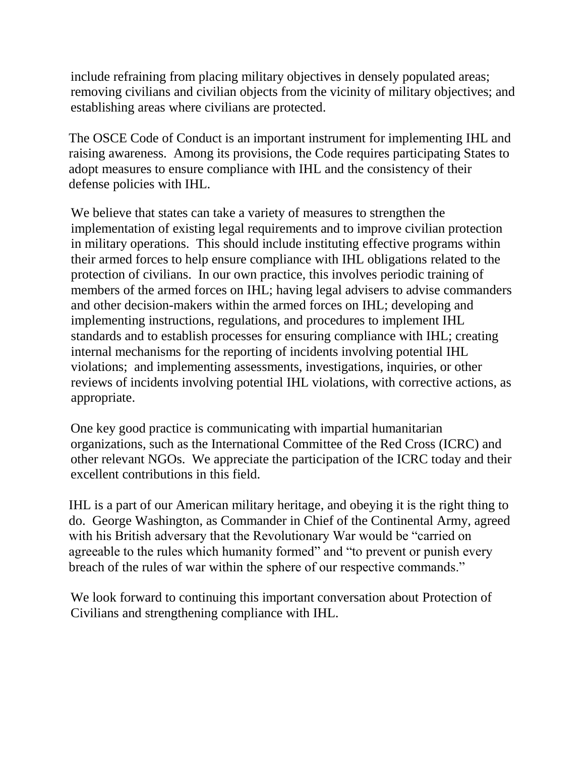include refraining from placing military objectives in densely populated areas; removing civilians and civilian objects from the vicinity of military objectives; and establishing areas where civilians are protected.

The OSCE Code of Conduct is an important instrument for implementing IHL and raising awareness. Among its provisions, the Code requires participating States to adopt measures to ensure compliance with IHL and the consistency of their defense policies with IHL.

We believe that states can take a variety of measures to strengthen the implementation of existing legal requirements and to improve civilian protection in military operations. This should include instituting effective programs within their armed forces to help ensure compliance with IHL obligations related to the protection of civilians. In our own practice, this involves periodic training of members of the armed forces on IHL; having legal advisers to advise commanders and other decision-makers within the armed forces on IHL; developing and implementing instructions, regulations, and procedures to implement IHL standards and to establish processes for ensuring compliance with IHL; creating internal mechanisms for the reporting of incidents involving potential IHL violations; and implementing assessments, investigations, inquiries, or other reviews of incidents involving potential IHL violations, with corrective actions, as appropriate.

One key good practice is communicating with impartial humanitarian organizations, such as the International Committee of the Red Cross (ICRC) and other relevant NGOs. We appreciate the participation of the ICRC today and their excellent contributions in this field.

IHL is a part of our American military heritage, and obeying it is the right thing to do. George Washington, as Commander in Chief of the Continental Army, agreed with his British adversary that the Revolutionary War would be "carried on agreeable to the rules which humanity formed" and "to prevent or punish every breach of the rules of war within the sphere of our respective commands."

We look forward to continuing this important conversation about Protection of Civilians and strengthening compliance with IHL.